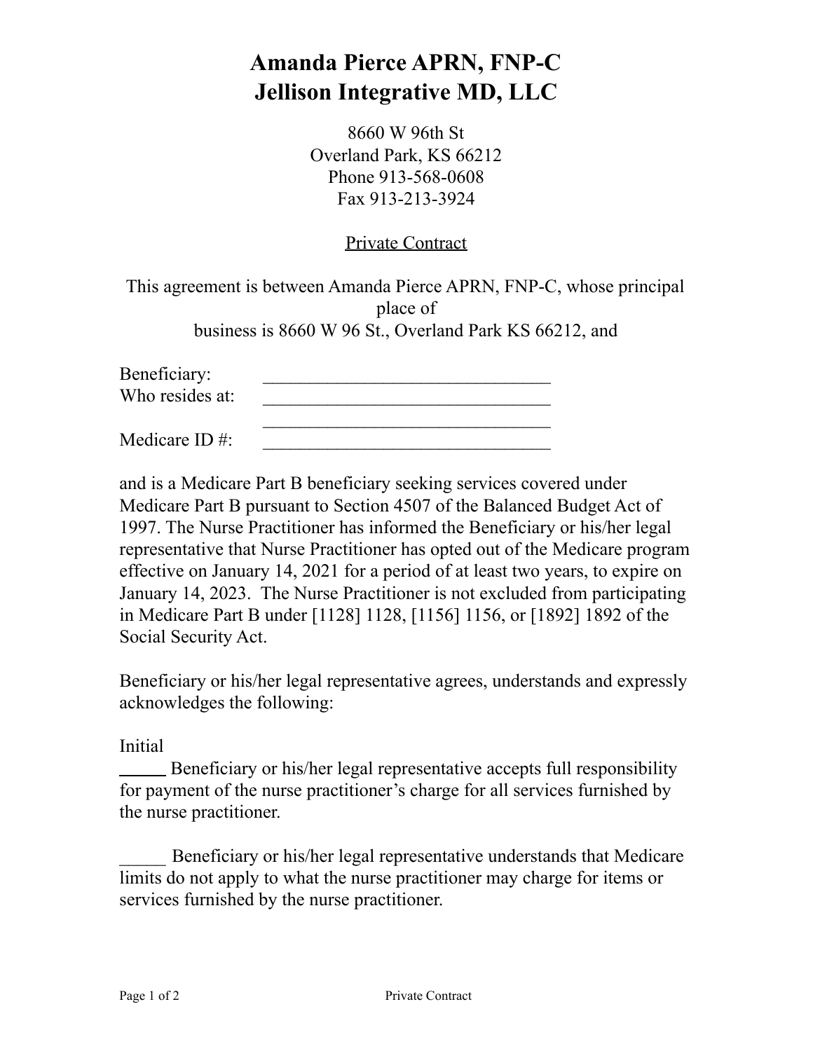# Amanda Pierce APRN, FNP-C
# Jellison Integrative MD, LLC

8660 W 96th St
Overland Park, KS 66212
Phone 913-568-0608
Fax 913-213-3924

Private Contract

This agreement is between Amanda Pierce APRN, FNP-C, whose principal place of business is 8660 W 96 St., Overland Park KS 66212, and

Beneficiary: _______________________________
Who resides at: _______________________________
_______________________________
Medicare ID #: _______________________________

and is a Medicare Part B beneficiary seeking services covered under Medicare Part B pursuant to Section 4507 of the Balanced Budget Act of 1997. The Nurse Practitioner has informed the Beneficiary or his/her legal representative that Nurse Practitioner has opted out of the Medicare program effective on January 14, 2021 for a period of at least two years, to expire on January 14, 2023. The Nurse Practitioner is not excluded from participating in Medicare Part B under [1128] 1128, [1156] 1156, or [1892] 1892 of the Social Security Act.

Beneficiary or his/her legal representative agrees, understands and expressly acknowledges the following:

Initial

_____ Beneficiary or his/her legal representative accepts full responsibility for payment of the nurse practitioner's charge for all services furnished by the nurse practitioner.

_____ Beneficiary or his/her legal representative understands that Medicare limits do not apply to what the nurse practitioner may charge for items or services furnished by the nurse practitioner.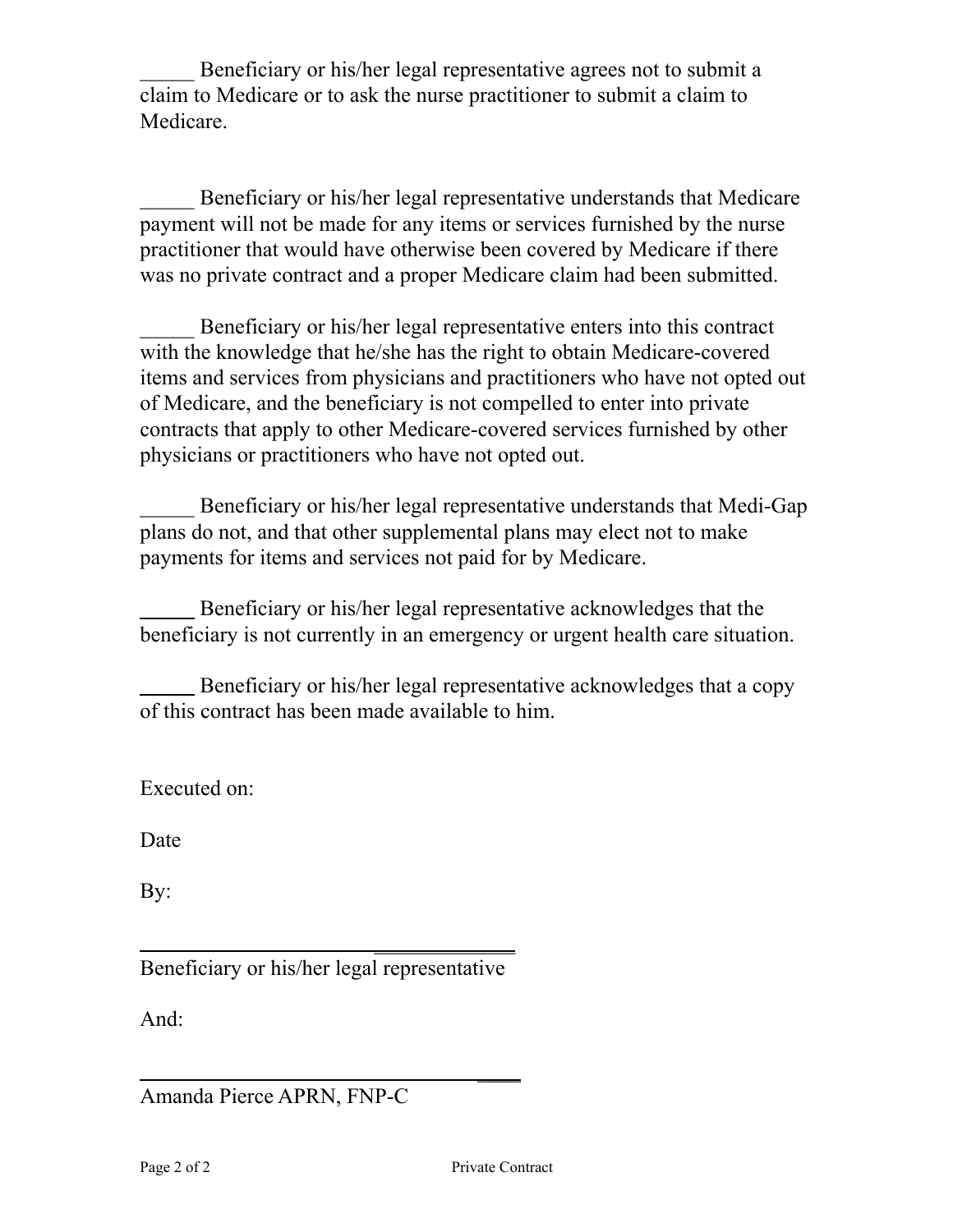_____ Beneficiary or his/her legal representative agrees not to submit a claim to Medicare or to ask the nurse practitioner to submit a claim to Medicare.

_____ Beneficiary or his/her legal representative understands that Medicare payment will not be made for any items or services furnished by the nurse practitioner that would have otherwise been covered by Medicare if there was no private contract and a proper Medicare claim had been submitted.

_____ Beneficiary or his/her legal representative enters into this contract with the knowledge that he/she has the right to obtain Medicare-covered items and services from physicians and practitioners who have not opted out of Medicare, and the beneficiary is not compelled to enter into private contracts that apply to other Medicare-covered services furnished by other physicians or practitioners who have not opted out.

_____ Beneficiary or his/her legal representative understands that Medi-Gap plans do not, and that other supplemental plans may elect not to make payments for items and services not paid for by Medicare.

_____ Beneficiary or his/her legal representative acknowledges that the beneficiary is not currently in an emergency or urgent health care situation.

_____ Beneficiary or his/her legal representative acknowledges that a copy of this contract has been made available to him.

Executed on:

Date

By:

_________________________________

Beneficiary or his/her legal representative

And:

_________________________________

Amanda Pierce APRN, FNP-C